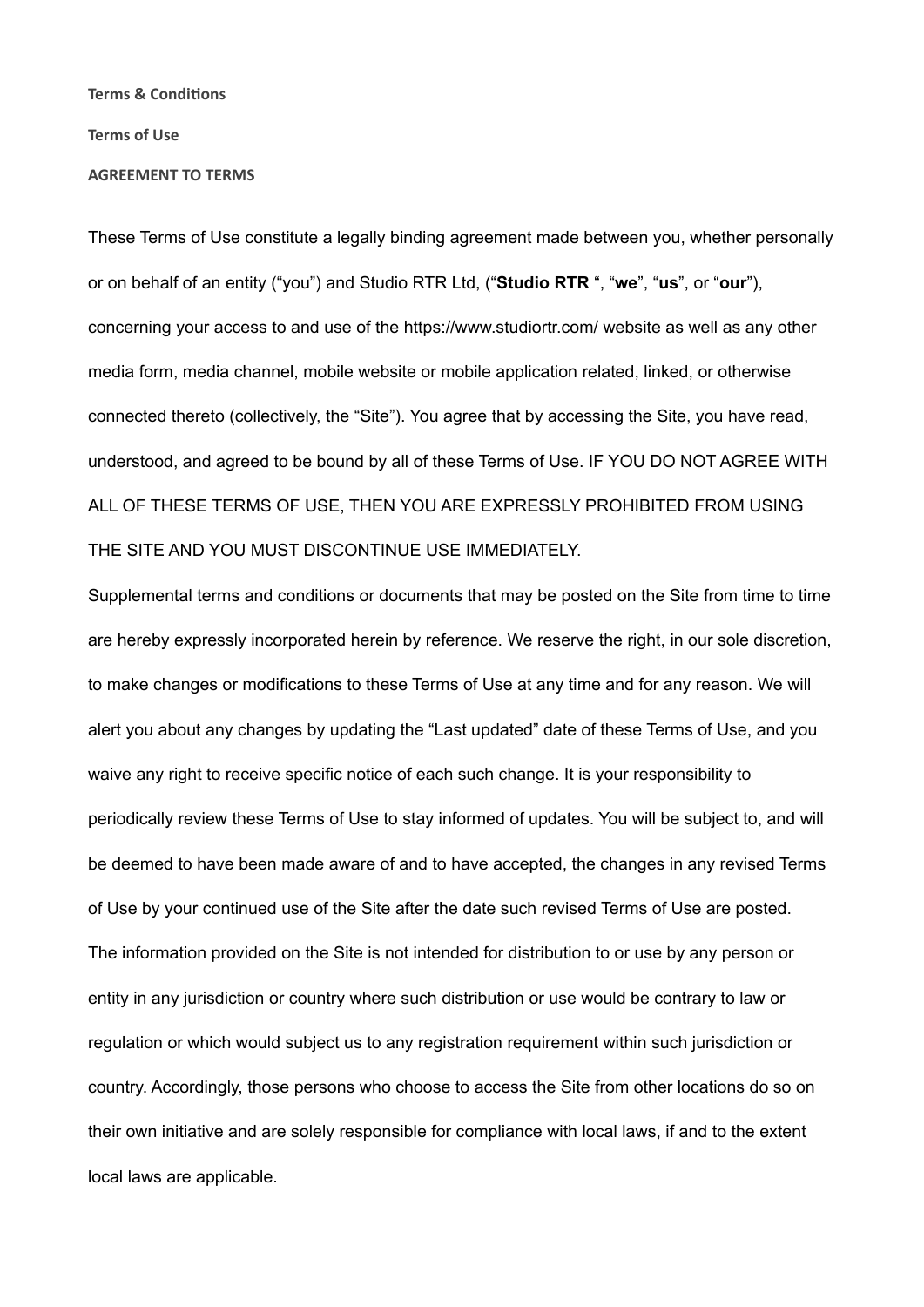# Terms & Conditions

## Terms of Use

### AGREEMENT TO TERMS

These Terms of Use constitute a legally binding agreement made between you, whether personally or on behalf of an entity ("you") and Studio RTR Ltd, ("**Studio RTR** ", "**we**", "**us**", or "**our**"), concerning your access to and use of the https://www.studiortr.com/ website as well as any other media form, media channel, mobile website or mobile application related, linked, or otherwise connected thereto (collectively, the "Site"). You agree that by accessing the Site, you have read, understood, and agreed to be bound by all of these Terms of Use. IF YOU DO NOT AGREE WITH ALL OF THESE TERMS OF USE, THEN YOU ARE EXPRESSLY PROHIBITED FROM USING THE SITE AND YOU MUST DISCONTINUE USE IMMEDIATELY.

Supplemental terms and conditions or documents that may be posted on the Site from time to time are hereby expressly incorporated herein by reference. We reserve the right, in our sole discretion, to make changes or modifications to these Terms of Use at any time and for any reason. We will alert you about any changes by updating the "Last updated" date of these Terms of Use, and you waive any right to receive specific notice of each such change. It is your responsibility to periodically review these Terms of Use to stay informed of updates. You will be subject to, and will be deemed to have been made aware of and to have accepted, the changes in any revised Terms of Use by your continued use of the Site after the date such revised Terms of Use are posted.

The information provided on the Site is not intended for distribution to or use by any person or entity in any jurisdiction or country where such distribution or use would be contrary to law or regulation or which would subject us to any registration requirement within such jurisdiction or country. Accordingly, those persons who choose to access the Site from other locations do so on their own initiative and are solely responsible for compliance with local laws, if and to the extent local laws are applicable.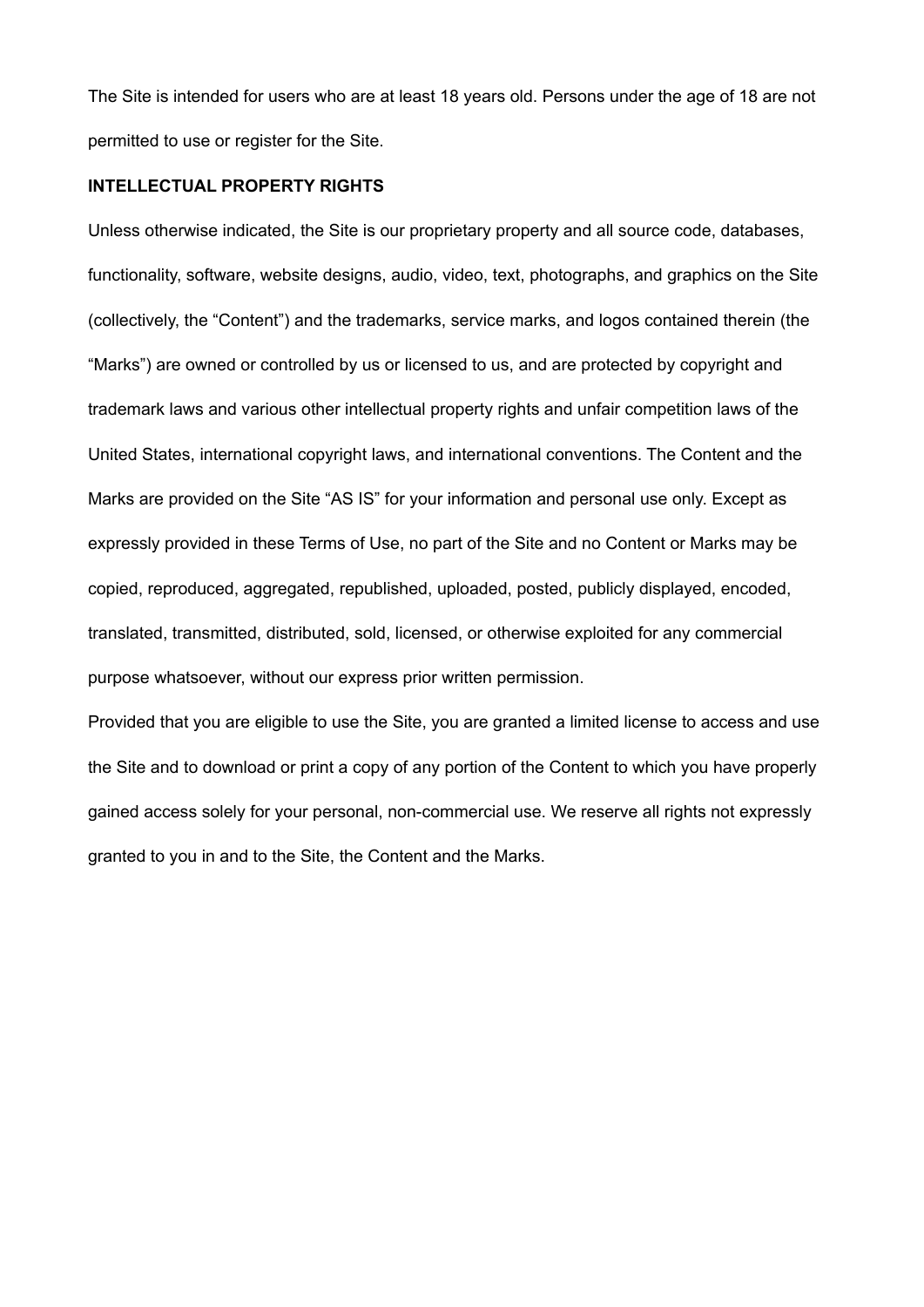The Site is intended for users who are at least 18 years old. Persons under the age of 18 are not permitted to use or register for the Site.

**INTELLECTUAL PROPERTY RIGHTS**

Unless otherwise indicated, the Site is our proprietary property and all source code, databases, functionality, software, website designs, audio, video, text, photographs, and graphics on the Site (collectively, the “Content”) and the trademarks, service marks, and logos contained therein (the “Marks”) are owned or controlled by us or licensed to us, and are protected by copyright and trademark laws and various other intellectual property rights and unfair competition laws of the United States, international copyright laws, and international conventions. The Content and the Marks are provided on the Site “AS IS” for your information and personal use only. Except as expressly provided in these Terms of Use, no part of the Site and no Content or Marks may be copied, reproduced, aggregated, republished, uploaded, posted, publicly displayed, encoded, translated, transmitted, distributed, sold, licensed, or otherwise exploited for any commercial purpose whatsoever, without our express prior written permission.

Provided that you are eligible to use the Site, you are granted a limited license to access and use the Site and to download or print a copy of any portion of the Content to which you have properly gained access solely for your personal, non-commercial use. We reserve all rights not expressly granted to you in and to the Site, the Content and the Marks.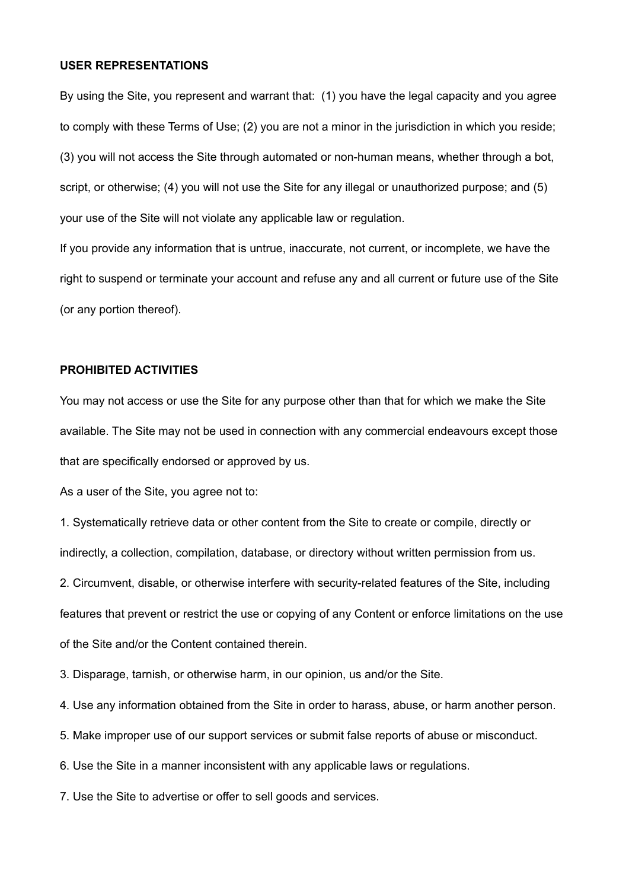**USER REPRESENTATIONS**

By using the Site, you represent and warrant that: (1) you have the legal capacity and you agree to comply with these Terms of Use; (2) you are not a minor in the jurisdiction in which you reside; (3) you will not access the Site through automated or non-human means, whether through a bot, script, or otherwise; (4) you will not use the Site for any illegal or unauthorized purpose; and (5) your use of the Site will not violate any applicable law or regulation.

If you provide any information that is untrue, inaccurate, not current, or incomplete, we have the right to suspend or terminate your account and refuse any and all current or future use of the Site (or any portion thereof).

**PROHIBITED ACTIVITIES**

You may not access or use the Site for any purpose other than that for which we make the Site available. The Site may not be used in connection with any commercial endeavours except those that are specifically endorsed or approved by us.

As a user of the Site, you agree not to:

1. Systematically retrieve data or other content from the Site to create or compile, directly or indirectly, a collection, compilation, database, or directory without written permission from us.
2. Circumvent, disable, or otherwise interfere with security-related features of the Site, including features that prevent or restrict the use or copying of any Content or enforce limitations on the use of the Site and/or the Content contained therein.
3. Disparage, tarnish, or otherwise harm, in our opinion, us and/or the Site.
4. Use any information obtained from the Site in order to harass, abuse, or harm another person.
5. Make improper use of our support services or submit false reports of abuse or misconduct.
6. Use the Site in a manner inconsistent with any applicable laws or regulations.
7. Use the Site to advertise or offer to sell goods and services.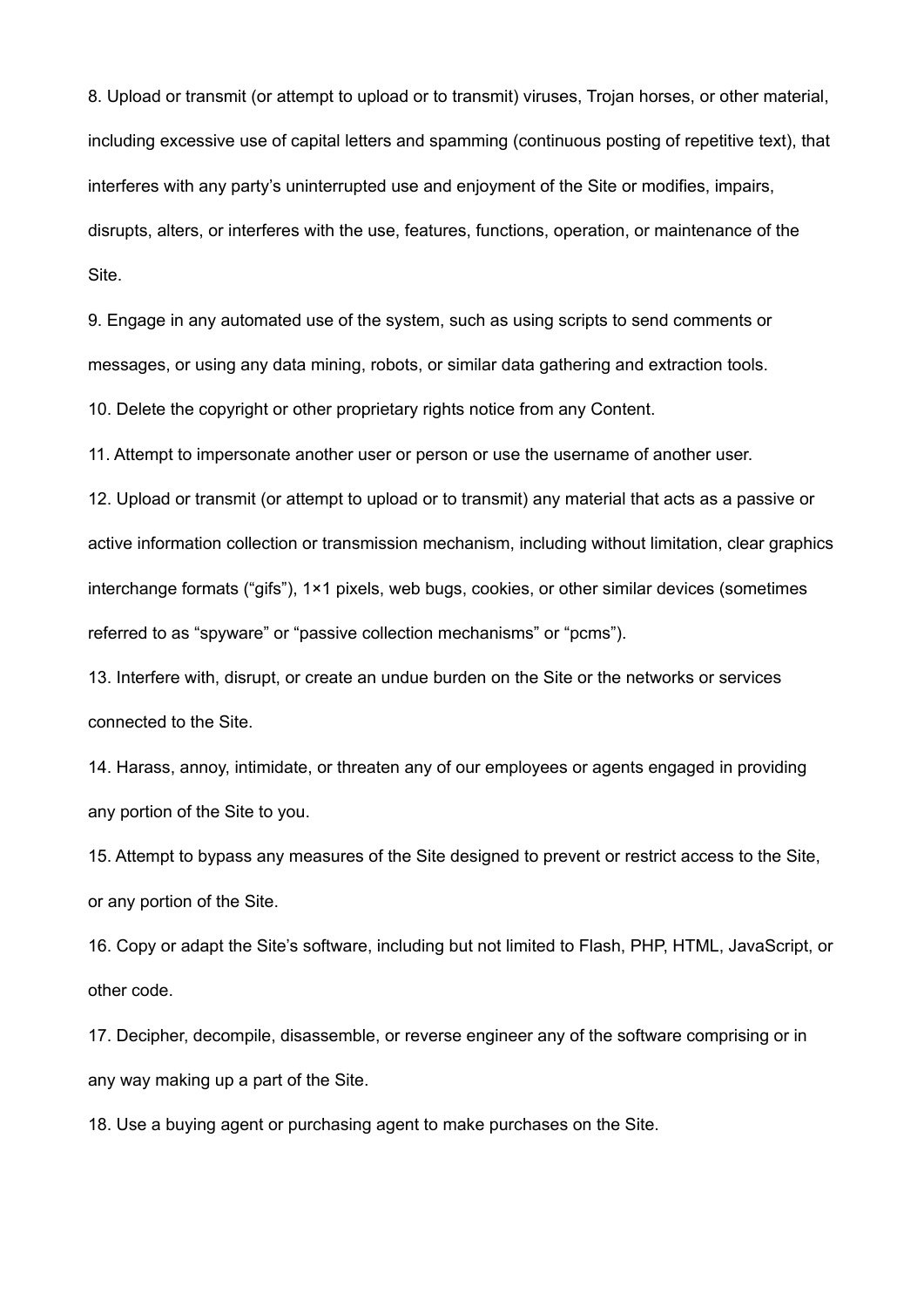8. Upload or transmit (or attempt to upload or to transmit) viruses, Trojan horses, or other material, including excessive use of capital letters and spamming (continuous posting of repetitive text), that interferes with any party's uninterrupted use and enjoyment of the Site or modifies, impairs, disrupts, alters, or interferes with the use, features, functions, operation, or maintenance of the Site.

9. Engage in any automated use of the system, such as using scripts to send comments or messages, or using any data mining, robots, or similar data gathering and extraction tools.

10. Delete the copyright or other proprietary rights notice from any Content.

11. Attempt to impersonate another user or person or use the username of another user.

12. Upload or transmit (or attempt to upload or to transmit) any material that acts as a passive or active information collection or transmission mechanism, including without limitation, clear graphics interchange formats ("gifs"), 1×1 pixels, web bugs, cookies, or other similar devices (sometimes referred to as "spyware" or "passive collection mechanisms" or "pcms").

13. Interfere with, disrupt, or create an undue burden on the Site or the networks or services connected to the Site.

14. Harass, annoy, intimidate, or threaten any of our employees or agents engaged in providing any portion of the Site to you.

15. Attempt to bypass any measures of the Site designed to prevent or restrict access to the Site, or any portion of the Site.

16. Copy or adapt the Site's software, including but not limited to Flash, PHP, HTML, JavaScript, or other code.

17. Decipher, decompile, disassemble, or reverse engineer any of the software comprising or in any way making up a part of the Site.

18. Use a buying agent or purchasing agent to make purchases on the Site.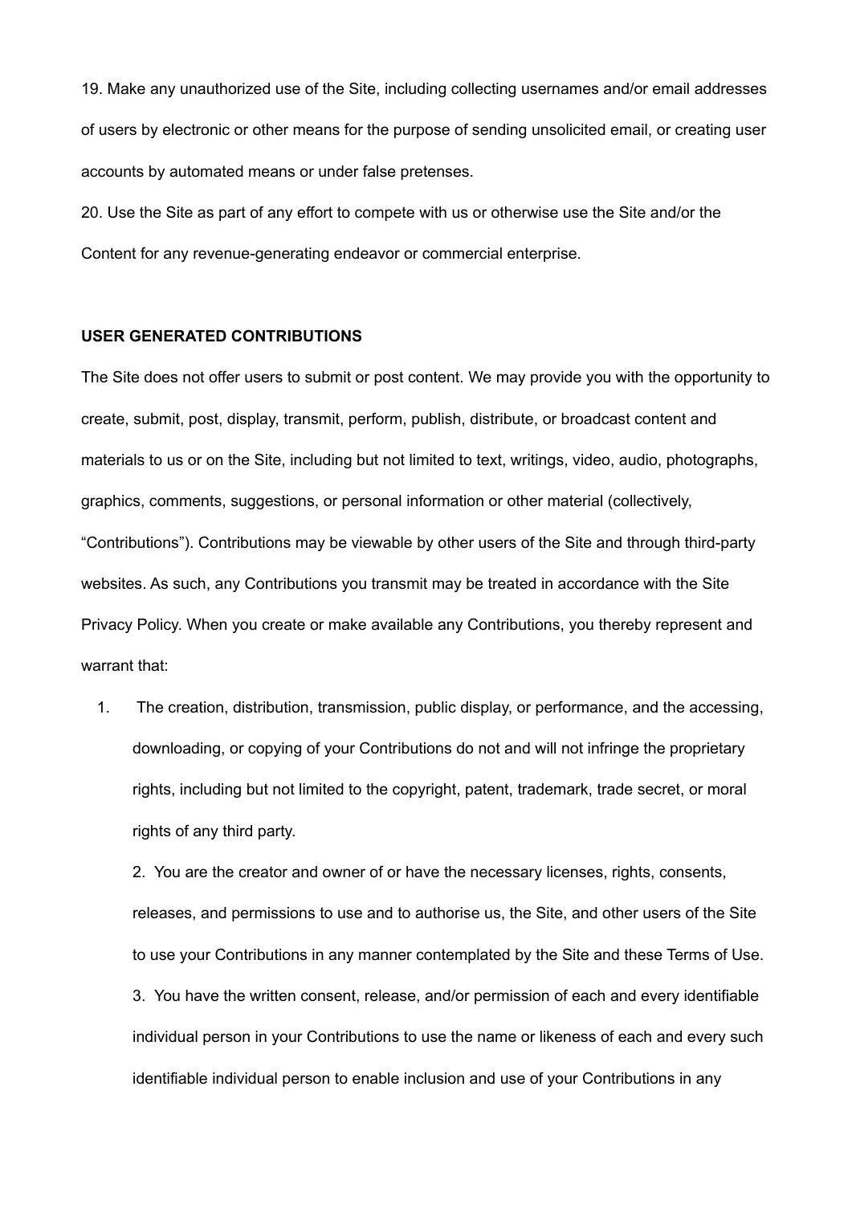19. Make any unauthorized use of the Site, including collecting usernames and/or email addresses of users by electronic or other means for the purpose of sending unsolicited email, or creating user accounts by automated means or under false pretenses.

20. Use the Site as part of any effort to compete with us or otherwise use the Site and/or the Content for any revenue-generating endeavor or commercial enterprise.

**USER GENERATED CONTRIBUTIONS**

The Site does not offer users to submit or post content. We may provide you with the opportunity to create, submit, post, display, transmit, perform, publish, distribute, or broadcast content and materials to us or on the Site, including but not limited to text, writings, video, audio, photographs, graphics, comments, suggestions, or personal information or other material (collectively, "Contributions"). Contributions may be viewable by other users of the Site and through third-party websites. As such, any Contributions you transmit may be treated in accordance with the Site Privacy Policy. When you create or make available any Contributions, you thereby represent and warrant that:

1. The creation, distribution, transmission, public display, or performance, and the accessing, downloading, or copying of your Contributions do not and will not infringe the proprietary rights, including but not limited to the copyright, patent, trademark, trade secret, or moral rights of any third party.
2. You are the creator and owner of or have the necessary licenses, rights, consents, releases, and permissions to use and to authorise us, the Site, and other users of the Site to use your Contributions in any manner contemplated by the Site and these Terms of Use.
3. You have the written consent, release, and/or permission of each and every identifiable individual person in your Contributions to use the name or likeness of each and every such identifiable individual person to enable inclusion and use of your Contributions in any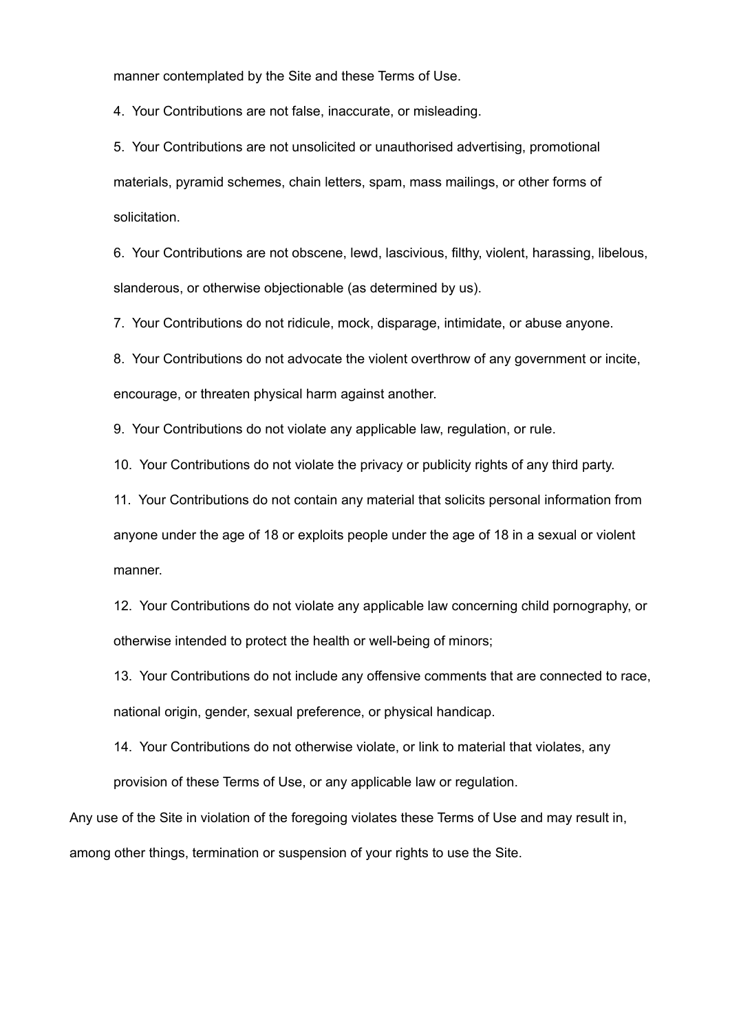manner contemplated by the Site and these Terms of Use.

4. Your Contributions are not false, inaccurate, or misleading.

5. Your Contributions are not unsolicited or unauthorised advertising, promotional materials, pyramid schemes, chain letters, spam, mass mailings, or other forms of solicitation.

6. Your Contributions are not obscene, lewd, lascivious, filthy, violent, harassing, libelous, slanderous, or otherwise objectionable (as determined by us).

7. Your Contributions do not ridicule, mock, disparage, intimidate, or abuse anyone.

8. Your Contributions do not advocate the violent overthrow of any government or incite, encourage, or threaten physical harm against another.

9. Your Contributions do not violate any applicable law, regulation, or rule.

10. Your Contributions do not violate the privacy or publicity rights of any third party.

11. Your Contributions do not contain any material that solicits personal information from anyone under the age of 18 or exploits people under the age of 18 in a sexual or violent manner.

12. Your Contributions do not violate any applicable law concerning child pornography, or otherwise intended to protect the health or well-being of minors;

13. Your Contributions do not include any offensive comments that are connected to race, national origin, gender, sexual preference, or physical handicap.

14. Your Contributions do not otherwise violate, or link to material that violates, any provision of these Terms of Use, or any applicable law or regulation.

Any use of the Site in violation of the foregoing violates these Terms of Use and may result in, among other things, termination or suspension of your rights to use the Site.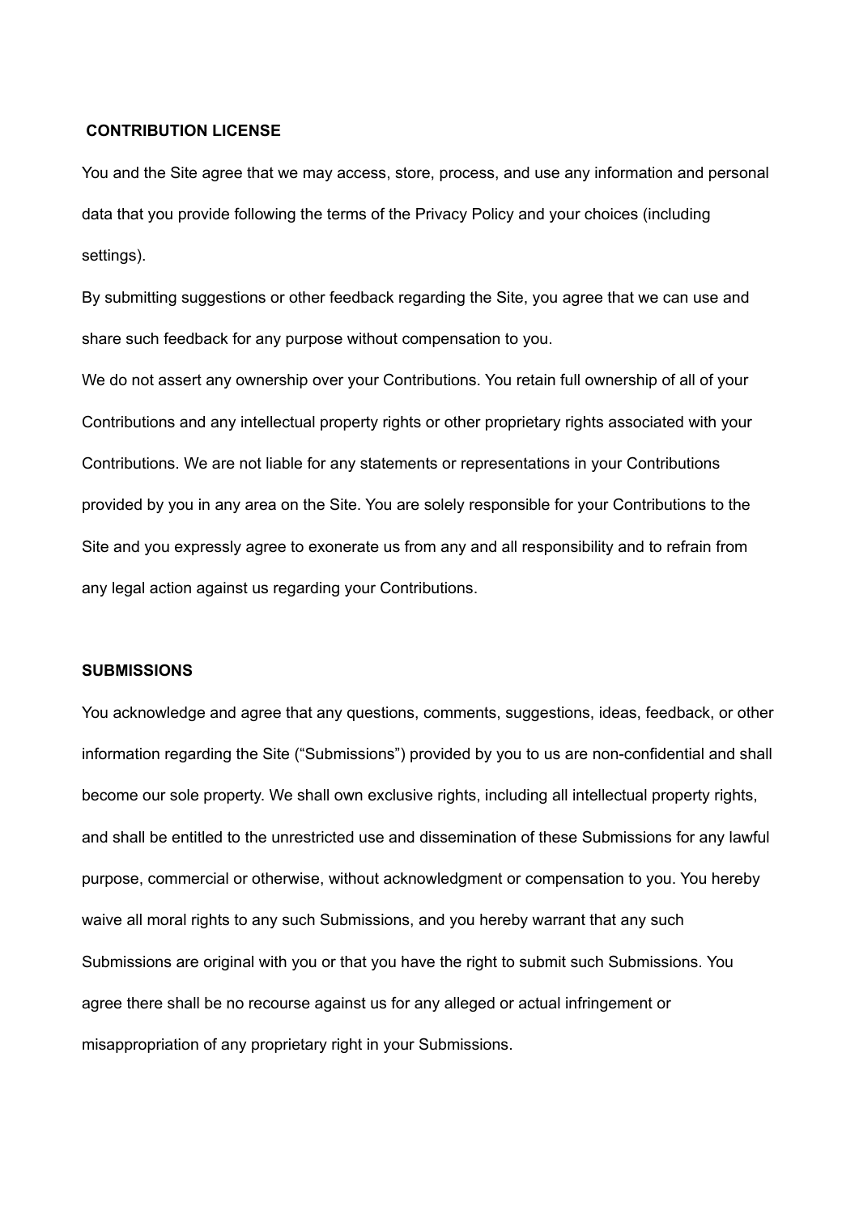**CONTRIBUTION LICENSE**

You and the Site agree that we may access, store, process, and use any information and personal data that you provide following the terms of the Privacy Policy and your choices (including settings).

By submitting suggestions or other feedback regarding the Site, you agree that we can use and share such feedback for any purpose without compensation to you.

We do not assert any ownership over your Contributions. You retain full ownership of all of your Contributions and any intellectual property rights or other proprietary rights associated with your Contributions. We are not liable for any statements or representations in your Contributions provided by you in any area on the Site. You are solely responsible for your Contributions to the Site and you expressly agree to exonerate us from any and all responsibility and to refrain from any legal action against us regarding your Contributions.

**SUBMISSIONS**

You acknowledge and agree that any questions, comments, suggestions, ideas, feedback, or other information regarding the Site ("Submissions") provided by you to us are non-confidential and shall become our sole property. We shall own exclusive rights, including all intellectual property rights, and shall be entitled to the unrestricted use and dissemination of these Submissions for any lawful purpose, commercial or otherwise, without acknowledgment or compensation to you. You hereby waive all moral rights to any such Submissions, and you hereby warrant that any such Submissions are original with you or that you have the right to submit such Submissions. You agree there shall be no recourse against us for any alleged or actual infringement or misappropriation of any proprietary right in your Submissions.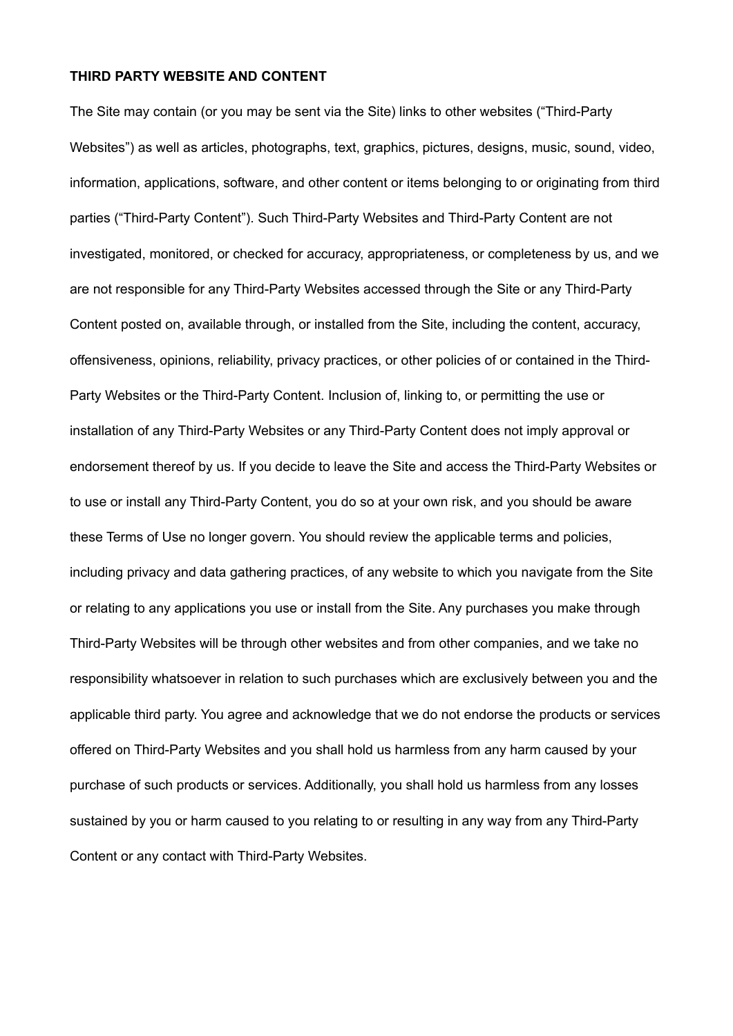**THIRD PARTY WEBSITE AND CONTENT**

The Site may contain (or you may be sent via the Site) links to other websites ("Third-Party Websites") as well as articles, photographs, text, graphics, pictures, designs, music, sound, video, information, applications, software, and other content or items belonging to or originating from third parties ("Third-Party Content"). Such Third-Party Websites and Third-Party Content are not investigated, monitored, or checked for accuracy, appropriateness, or completeness by us, and we are not responsible for any Third-Party Websites accessed through the Site or any Third-Party Content posted on, available through, or installed from the Site, including the content, accuracy, offensiveness, opinions, reliability, privacy practices, or other policies of or contained in the Third-Party Websites or the Third-Party Content. Inclusion of, linking to, or permitting the use or installation of any Third-Party Websites or any Third-Party Content does not imply approval or endorsement thereof by us. If you decide to leave the Site and access the Third-Party Websites or to use or install any Third-Party Content, you do so at your own risk, and you should be aware these Terms of Use no longer govern. You should review the applicable terms and policies, including privacy and data gathering practices, of any website to which you navigate from the Site or relating to any applications you use or install from the Site. Any purchases you make through Third-Party Websites will be through other websites and from other companies, and we take no responsibility whatsoever in relation to such purchases which are exclusively between you and the applicable third party. You agree and acknowledge that we do not endorse the products or services offered on Third-Party Websites and you shall hold us harmless from any harm caused by your purchase of such products or services. Additionally, you shall hold us harmless from any losses sustained by you or harm caused to you relating to or resulting in any way from any Third-Party Content or any contact with Third-Party Websites.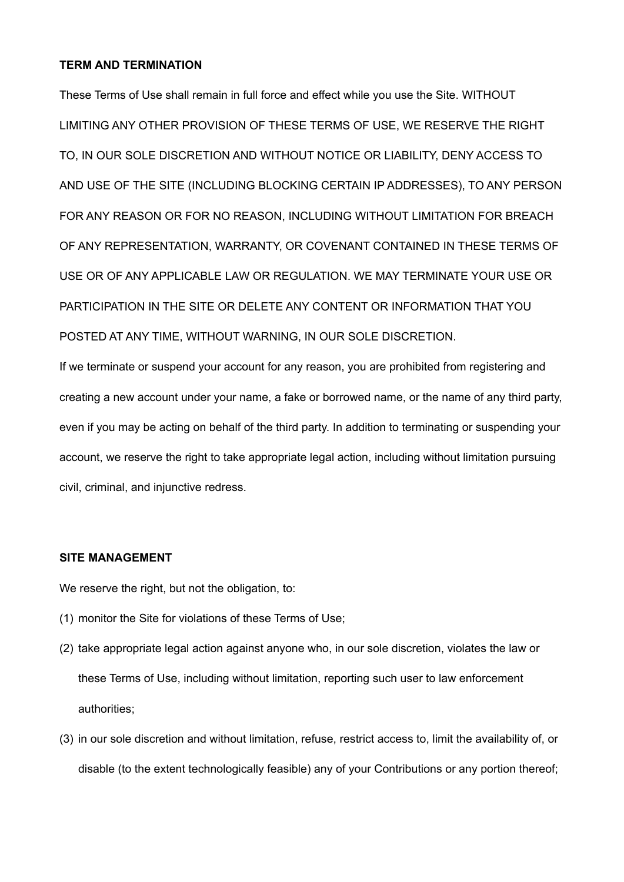**TERM AND TERMINATION**

These Terms of Use shall remain in full force and effect while you use the Site. WITHOUT LIMITING ANY OTHER PROVISION OF THESE TERMS OF USE, WE RESERVE THE RIGHT TO, IN OUR SOLE DISCRETION AND WITHOUT NOTICE OR LIABILITY, DENY ACCESS TO AND USE OF THE SITE (INCLUDING BLOCKING CERTAIN IP ADDRESSES), TO ANY PERSON FOR ANY REASON OR FOR NO REASON, INCLUDING WITHOUT LIMITATION FOR BREACH OF ANY REPRESENTATION, WARRANTY, OR COVENANT CONTAINED IN THESE TERMS OF USE OR OF ANY APPLICABLE LAW OR REGULATION. WE MAY TERMINATE YOUR USE OR PARTICIPATION IN THE SITE OR DELETE ANY CONTENT OR INFORMATION THAT YOU POSTED AT ANY TIME, WITHOUT WARNING, IN OUR SOLE DISCRETION.

If we terminate or suspend your account for any reason, you are prohibited from registering and creating a new account under your name, a fake or borrowed name, or the name of any third party, even if you may be acting on behalf of the third party. In addition to terminating or suspending your account, we reserve the right to take appropriate legal action, including without limitation pursuing civil, criminal, and injunctive redress.

**SITE MANAGEMENT**

We reserve the right, but not the obligation, to:

(1) monitor the Site for violations of these Terms of Use;

(2) take appropriate legal action against anyone who, in our sole discretion, violates the law or these Terms of Use, including without limitation, reporting such user to law enforcement authorities;

(3) in our sole discretion and without limitation, refuse, restrict access to, limit the availability of, or disable (to the extent technologically feasible) any of your Contributions or any portion thereof;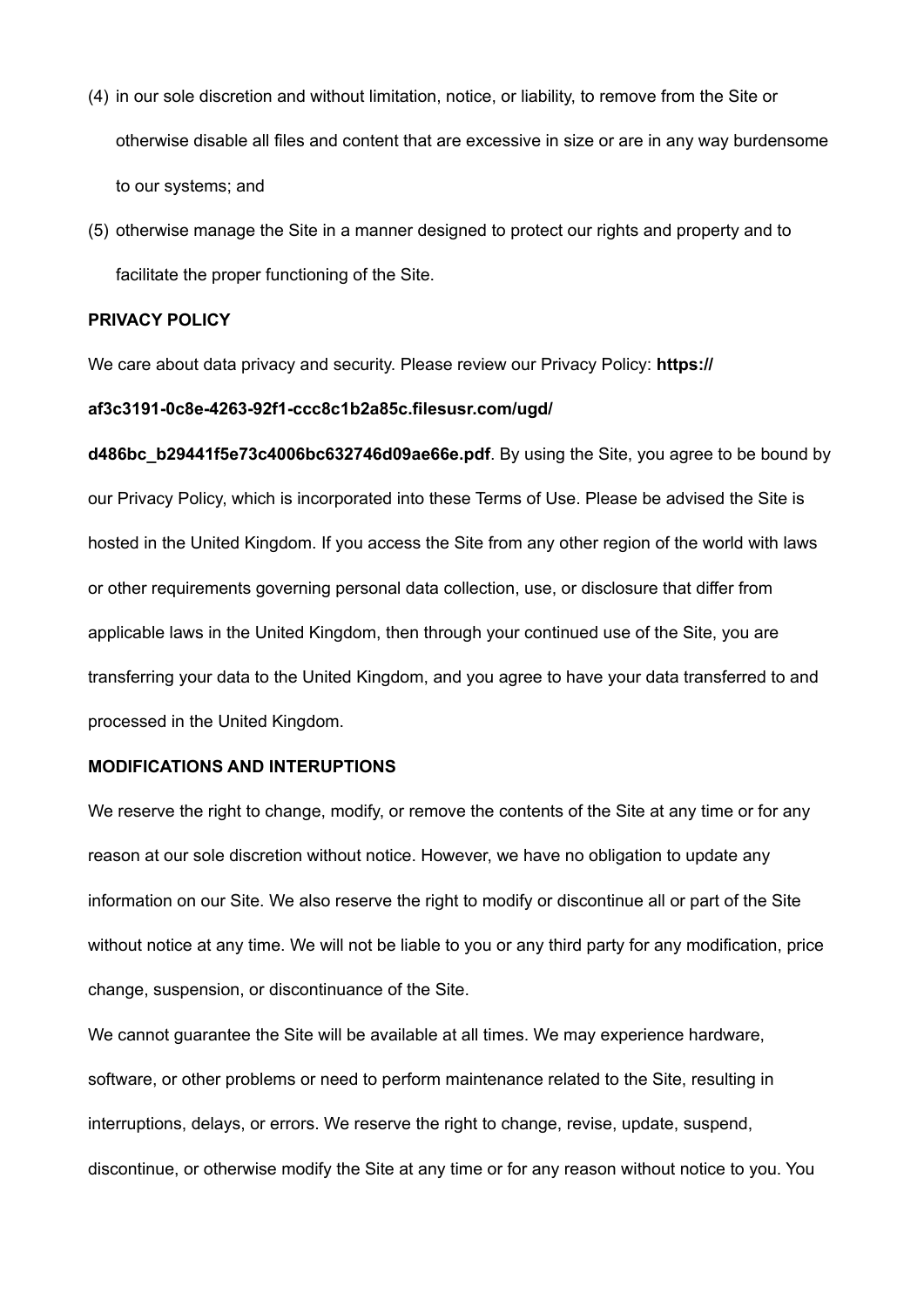(4) in our sole discretion and without limitation, notice, or liability, to remove from the Site or otherwise disable all files and content that are excessive in size or are in any way burdensome to our systems; and

(5) otherwise manage the Site in a manner designed to protect our rights and property and to facilitate the proper functioning of the Site.

**PRIVACY POLICY**

We care about data privacy and security. Please review our Privacy Policy: **https://af3c3191-0c8e-4263-92f1-ccc8c1b2a85c.filesusr.com/ugd/d486bc_b29441f5e73c4006bc632746d09ae66e.pdf**. By using the Site, you agree to be bound by our Privacy Policy, which is incorporated into these Terms of Use. Please be advised the Site is hosted in the United Kingdom. If you access the Site from any other region of the world with laws or other requirements governing personal data collection, use, or disclosure that differ from applicable laws in the United Kingdom, then through your continued use of the Site, you are transferring your data to the United Kingdom, and you agree to have your data transferred to and processed in the United Kingdom.

**MODIFICATIONS AND INTERUPTIONS**

We reserve the right to change, modify, or remove the contents of the Site at any time or for any reason at our sole discretion without notice. However, we have no obligation to update any information on our Site. We also reserve the right to modify or discontinue all or part of the Site without notice at any time. We will not be liable to you or any third party for any modification, price change, suspension, or discontinuance of the Site.

We cannot guarantee the Site will be available at all times. We may experience hardware, software, or other problems or need to perform maintenance related to the Site, resulting in interruptions, delays, or errors. We reserve the right to change, revise, update, suspend, discontinue, or otherwise modify the Site at any time or for any reason without notice to you. You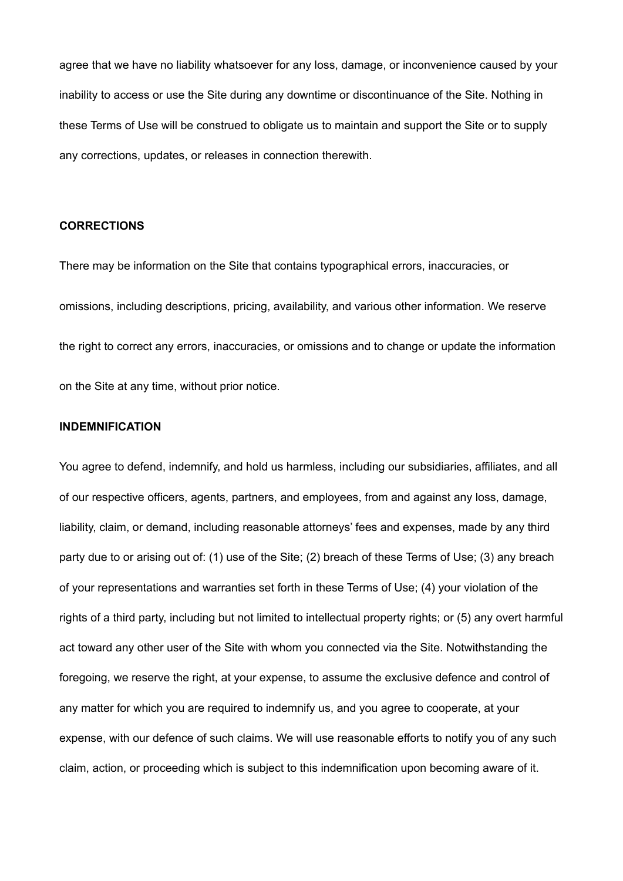agree that we have no liability whatsoever for any loss, damage, or inconvenience caused by your inability to access or use the Site during any downtime or discontinuance of the Site. Nothing in these Terms of Use will be construed to obligate us to maintain and support the Site or to supply any corrections, updates, or releases in connection therewith.

**CORRECTIONS**

There may be information on the Site that contains typographical errors, inaccuracies, or omissions, including descriptions, pricing, availability, and various other information. We reserve the right to correct any errors, inaccuracies, or omissions and to change or update the information on the Site at any time, without prior notice.

**INDEMNIFICATION**

You agree to defend, indemnify, and hold us harmless, including our subsidiaries, affiliates, and all of our respective officers, agents, partners, and employees, from and against any loss, damage, liability, claim, or demand, including reasonable attorneys' fees and expenses, made by any third party due to or arising out of: (1) use of the Site; (2) breach of these Terms of Use; (3) any breach of your representations and warranties set forth in these Terms of Use; (4) your violation of the rights of a third party, including but not limited to intellectual property rights; or (5) any overt harmful act toward any other user of the Site with whom you connected via the Site. Notwithstanding the foregoing, we reserve the right, at your expense, to assume the exclusive defence and control of any matter for which you are required to indemnify us, and you agree to cooperate, at your expense, with our defence of such claims. We will use reasonable efforts to notify you of any such claim, action, or proceeding which is subject to this indemnification upon becoming aware of it.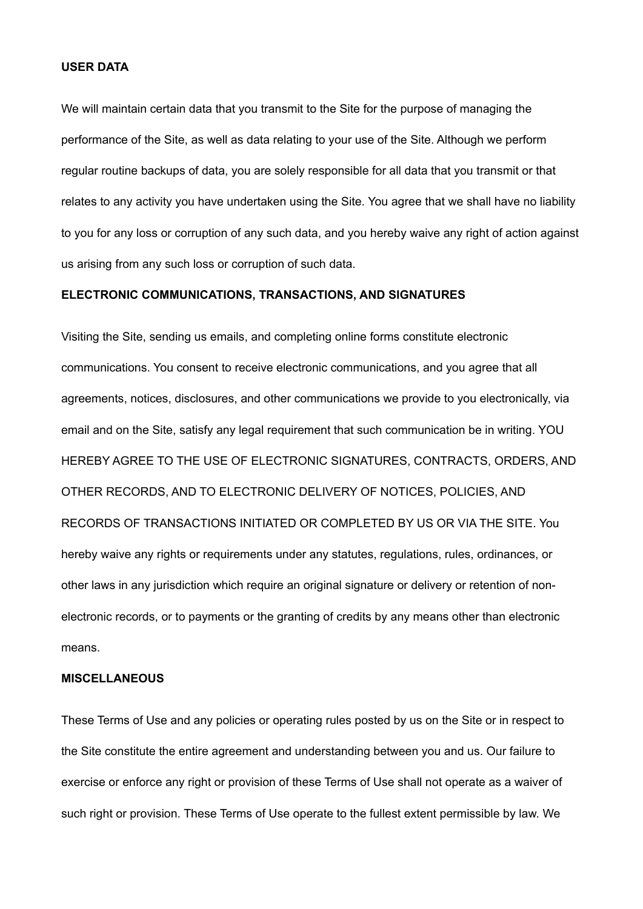**USER DATA**

We will maintain certain data that you transmit to the Site for the purpose of managing the performance of the Site, as well as data relating to your use of the Site. Although we perform regular routine backups of data, you are solely responsible for all data that you transmit or that relates to any activity you have undertaken using the Site. You agree that we shall have no liability to you for any loss or corruption of any such data, and you hereby waive any right of action against us arising from any such loss or corruption of such data.

**ELECTRONIC COMMUNICATIONS, TRANSACTIONS, AND SIGNATURES**

Visiting the Site, sending us emails, and completing online forms constitute electronic communications. You consent to receive electronic communications, and you agree that all agreements, notices, disclosures, and other communications we provide to you electronically, via email and on the Site, satisfy any legal requirement that such communication be in writing. YOU HEREBY AGREE TO THE USE OF ELECTRONIC SIGNATURES, CONTRACTS, ORDERS, AND OTHER RECORDS, AND TO ELECTRONIC DELIVERY OF NOTICES, POLICIES, AND RECORDS OF TRANSACTIONS INITIATED OR COMPLETED BY US OR VIA THE SITE. You hereby waive any rights or requirements under any statutes, regulations, rules, ordinances, or other laws in any jurisdiction which require an original signature or delivery or retention of non-electronic records, or to payments or the granting of credits by any means other than electronic means.

**MISCELLANEOUS**

These Terms of Use and any policies or operating rules posted by us on the Site or in respect to the Site constitute the entire agreement and understanding between you and us. Our failure to exercise or enforce any right or provision of these Terms of Use shall not operate as a waiver of such right or provision. These Terms of Use operate to the fullest extent permissible by law. We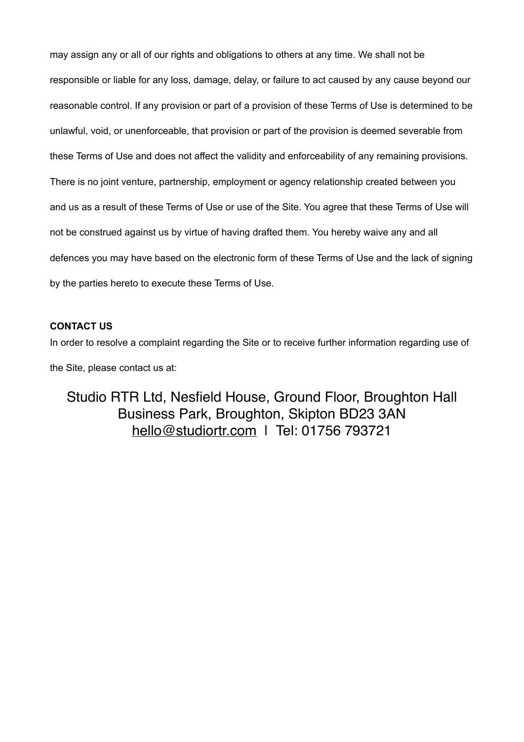may assign any or all of our rights and obligations to others at any time. We shall not be responsible or liable for any loss, damage, delay, or failure to act caused by any cause beyond our reasonable control. If any provision or part of a provision of these Terms of Use is determined to be unlawful, void, or unenforceable, that provision or part of the provision is deemed severable from these Terms of Use and does not affect the validity and enforceability of any remaining provisions. There is no joint venture, partnership, employment or agency relationship created between you and us as a result of these Terms of Use or use of the Site. You agree that these Terms of Use will not be construed against us by virtue of having drafted them. You hereby waive any and all defences you may have based on the electronic form of these Terms of Use and the lack of signing by the parties hereto to execute these Terms of Use.

**CONTACT US**

In order to resolve a complaint regarding the Site or to receive further information regarding use of the Site, please contact us at:

Studio RTR Ltd, Nesfield House, Ground Floor, Broughton Hall Business Park, Broughton, Skipton BD23 3AN
hello@studiortr.com | Tel: 01756 793721